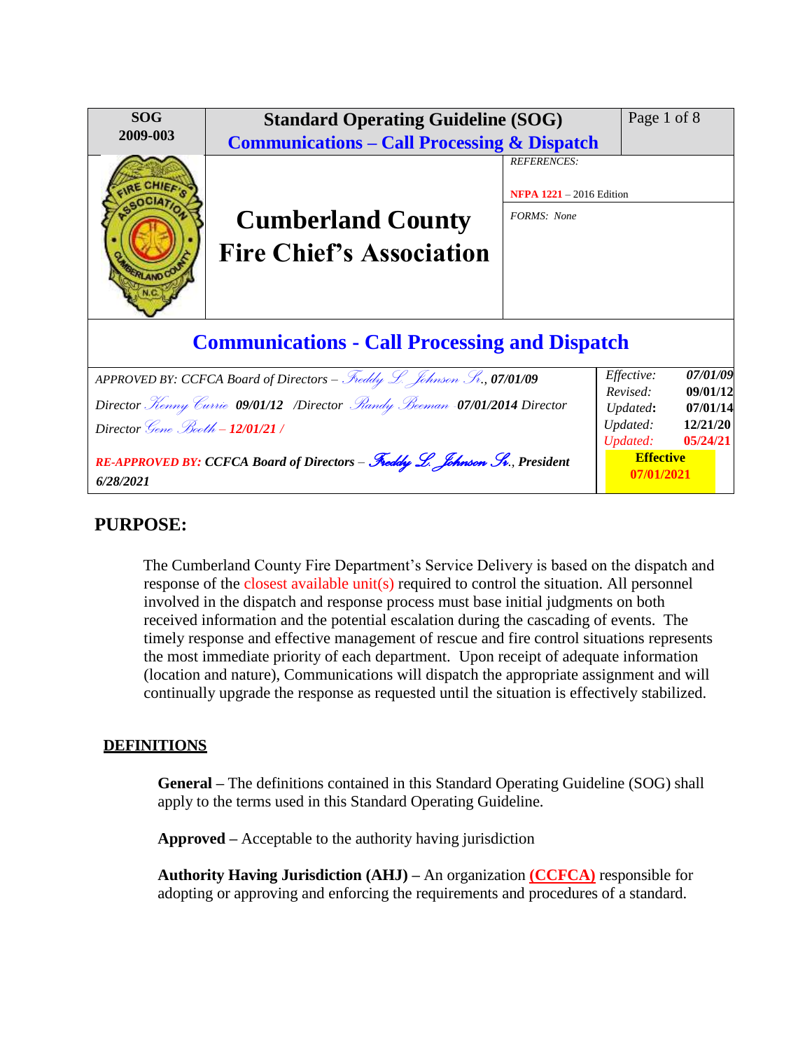| SOG 2009-003 | **Standard Operating Guideline (SOG)** **Communications – Call Processing & Dispatch** | Page 1 of 8 |
|---|---|---|
| | **Cumberland County Fire Chief's Association** | *REFERENCES:* NFPA 1221 – 2016 Edition *FORMS: None* |

## Communications - Call Processing and Dispatch

| | |
|---|---|
| *APPROVED BY: CCFCA Board of Directors – Freddy L. Johnson Sr., **07/01/09*** *Director Kenny Currie **09/01/12** /Director Randy Beeman **07/01/2014** Director* *Director Gene Booth – **12/01/21 /*** | *Effective:* ***07/01/09*** *Revised:* **09/01/12** *Updated:* **07/01/14** *Updated:* **12/21/20** *Updated:* **05/24/21** |
| ***RE-APPROVED BY: CCFCA Board of Directors – Freddy L. Johnson Sr., President 6/28/2021*** | **Effective 07/01/2021** |

# PURPOSE:

The Cumberland County Fire Department's Service Delivery is based on the dispatch and response of the closest available unit(s) required to control the situation. All personnel involved in the dispatch and response process must base initial judgments on both received information and the potential escalation during the cascading of events. The timely response and effective management of rescue and fire control situations represents the most immediate priority of each department. Upon receipt of adequate information (location and nature), Communications will dispatch the appropriate assignment and will continually upgrade the response as requested until the situation is effectively stabilized.

## DEFINITIONS

**General –** The definitions contained in this Standard Operating Guideline (SOG) shall apply to the terms used in this Standard Operating Guideline.

**Approved –** Acceptable to the authority having jurisdiction

**Authority Having Jurisdiction (AHJ) –** An organization **(CCFCA)** responsible for adopting or approving and enforcing the requirements and procedures of a standard.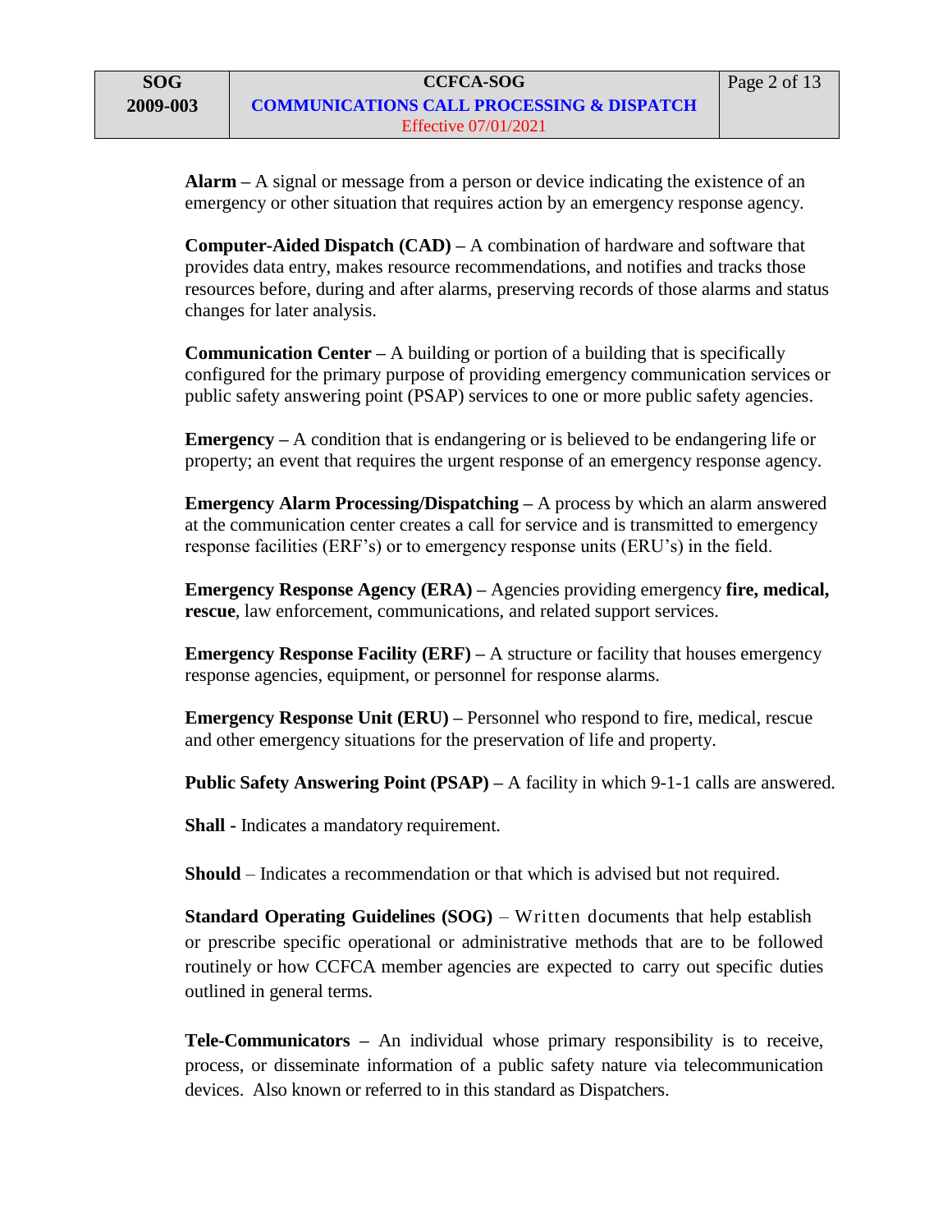**Alarm –** A signal or message from a person or device indicating the existence of an emergency or other situation that requires action by an emergency response agency.

**Computer-Aided Dispatch (CAD) –** A combination of hardware and software that provides data entry, makes resource recommendations, and notifies and tracks those resources before, during and after alarms, preserving records of those alarms and status changes for later analysis.

**Communication Center –** A building or portion of a building that is specifically configured for the primary purpose of providing emergency communication services or public safety answering point (PSAP) services to one or more public safety agencies.

**Emergency –** A condition that is endangering or is believed to be endangering life or property; an event that requires the urgent response of an emergency response agency.

**Emergency Alarm Processing/Dispatching –** A process by which an alarm answered at the communication center creates a call for service and is transmitted to emergency response facilities (ERF's) or to emergency response units (ERU's) in the field.

**Emergency Response Agency (ERA) –** Agencies providing emergency **fire, medical, rescue**, law enforcement, communications, and related support services.

**Emergency Response Facility (ERF) –** A structure or facility that houses emergency response agencies, equipment, or personnel for response alarms.

**Emergency Response Unit (ERU) –** Personnel who respond to fire, medical, rescue and other emergency situations for the preservation of life and property.

**Public Safety Answering Point (PSAP) –** A facility in which 9-1-1 calls are answered.

**Shall -** Indicates a mandatory requirement.

**Should** – Indicates a recommendation or that which is advised but not required.

**Standard Operating Guidelines (SOG)** – Written documents that help establish or prescribe specific operational or administrative methods that are to be followed routinely or how CCFCA member agencies are expected to carry out specific duties outlined in general terms.

**Tele-Communicators –** An individual whose primary responsibility is to receive, process, or disseminate information of a public safety nature via telecommunication devices. Also known or referred to in this standard as Dispatchers.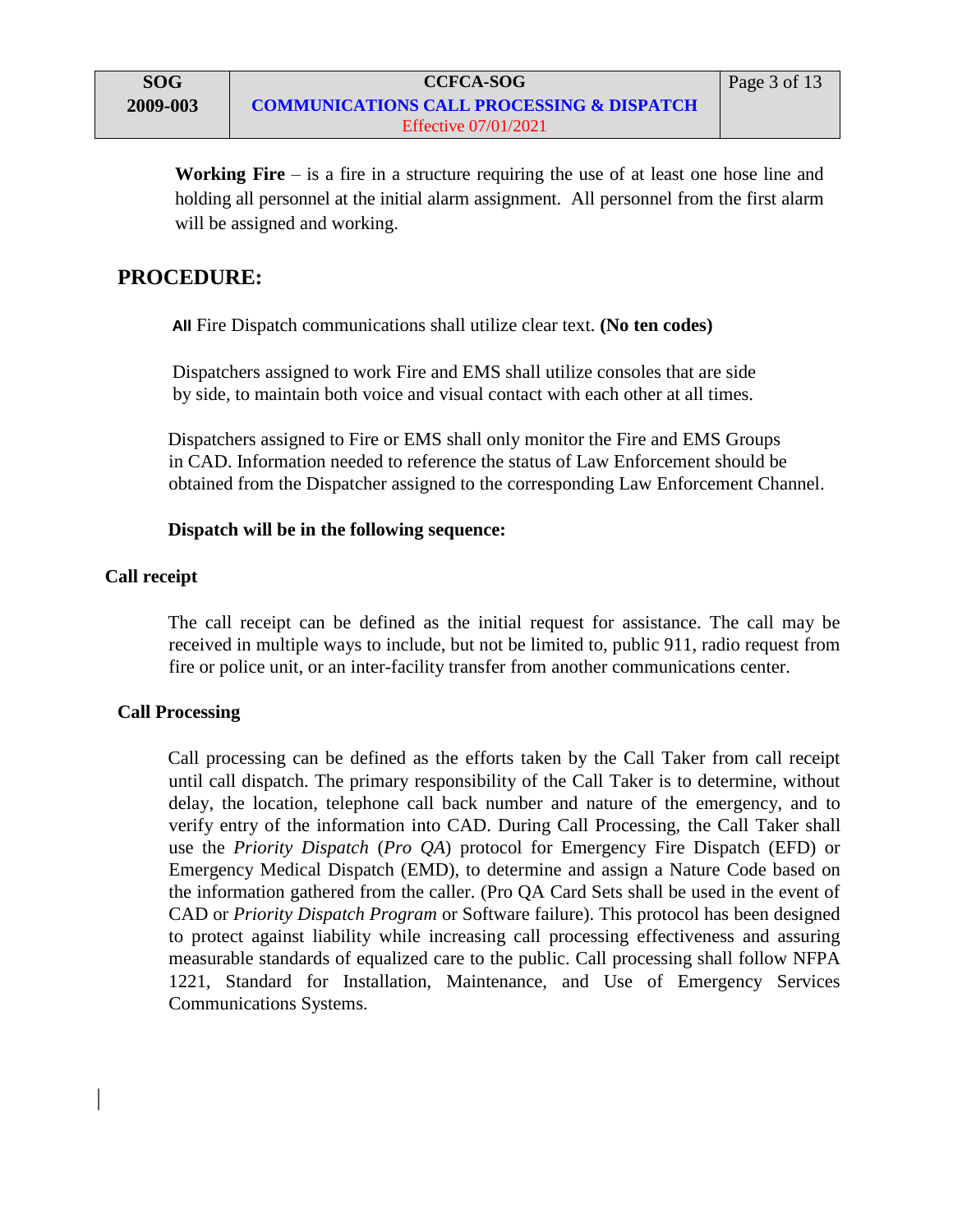**Working Fire** – is a fire in a structure requiring the use of at least one hose line and holding all personnel at the initial alarm assignment. All personnel from the first alarm will be assigned and working.

## PROCEDURE:

All Fire Dispatch communications shall utilize clear text. **(No ten codes)**

Dispatchers assigned to work Fire and EMS shall utilize consoles that are side by side, to maintain both voice and visual contact with each other at all times.

Dispatchers assigned to Fire or EMS shall only monitor the Fire and EMS Groups in CAD. Information needed to reference the status of Law Enforcement should be obtained from the Dispatcher assigned to the corresponding Law Enforcement Channel.

**Dispatch will be in the following sequence:**

### Call receipt

The call receipt can be defined as the initial request for assistance. The call may be received in multiple ways to include, but not be limited to, public 911, radio request from fire or police unit, or an inter-facility transfer from another communications center.

### Call Processing

Call processing can be defined as the efforts taken by the Call Taker from call receipt until call dispatch. The primary responsibility of the Call Taker is to determine, without delay, the location, telephone call back number and nature of the emergency, and to verify entry of the information into CAD. During Call Processing, the Call Taker shall use the *Priority Dispatch* (*Pro QA*) protocol for Emergency Fire Dispatch (EFD) or Emergency Medical Dispatch (EMD), to determine and assign a Nature Code based on the information gathered from the caller. (Pro QA Card Sets shall be used in the event of CAD or *Priority Dispatch Program* or Software failure). This protocol has been designed to protect against liability while increasing call processing effectiveness and assuring measurable standards of equalized care to the public. Call processing shall follow NFPA 1221, Standard for Installation, Maintenance, and Use of Emergency Services Communications Systems.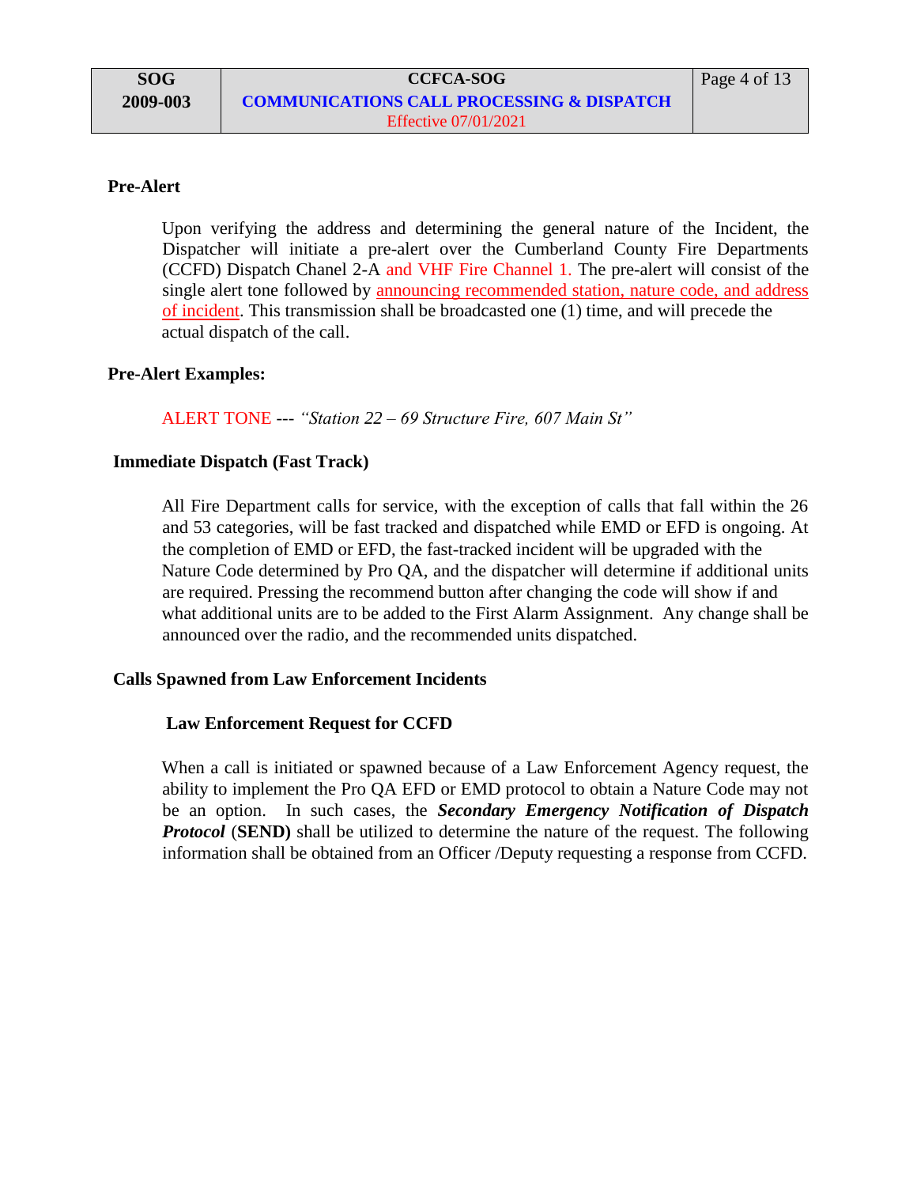## Pre-Alert

Upon verifying the address and determining the general nature of the Incident, the Dispatcher will initiate a pre-alert over the Cumberland County Fire Departments (CCFD) Dispatch Chanel 2-A and VHF Fire Channel 1. The pre-alert will consist of the single alert tone followed by announcing recommended station, nature code, and address of incident. This transmission shall be broadcasted one (1) time, and will precede the actual dispatch of the call.

## Pre-Alert Examples:

ALERT TONE --- *"Station 22 – 69 Structure Fire, 607 Main St"*

## Immediate Dispatch (Fast Track)

All Fire Department calls for service, with the exception of calls that fall within the 26 and 53 categories, will be fast tracked and dispatched while EMD or EFD is ongoing. At the completion of EMD or EFD, the fast-tracked incident will be upgraded with the Nature Code determined by Pro QA, and the dispatcher will determine if additional units are required. Pressing the recommend button after changing the code will show if and what additional units are to be added to the First Alarm Assignment. Any change shall be announced over the radio, and the recommended units dispatched.

## Calls Spawned from Law Enforcement Incidents

### Law Enforcement Request for CCFD

When a call is initiated or spawned because of a Law Enforcement Agency request, the ability to implement the Pro QA EFD or EMD protocol to obtain a Nature Code may not be an option. In such cases, the ***Secondary Emergency Notification of Dispatch Protocol*** (**SEND)** shall be utilized to determine the nature of the request. The following information shall be obtained from an Officer /Deputy requesting a response from CCFD.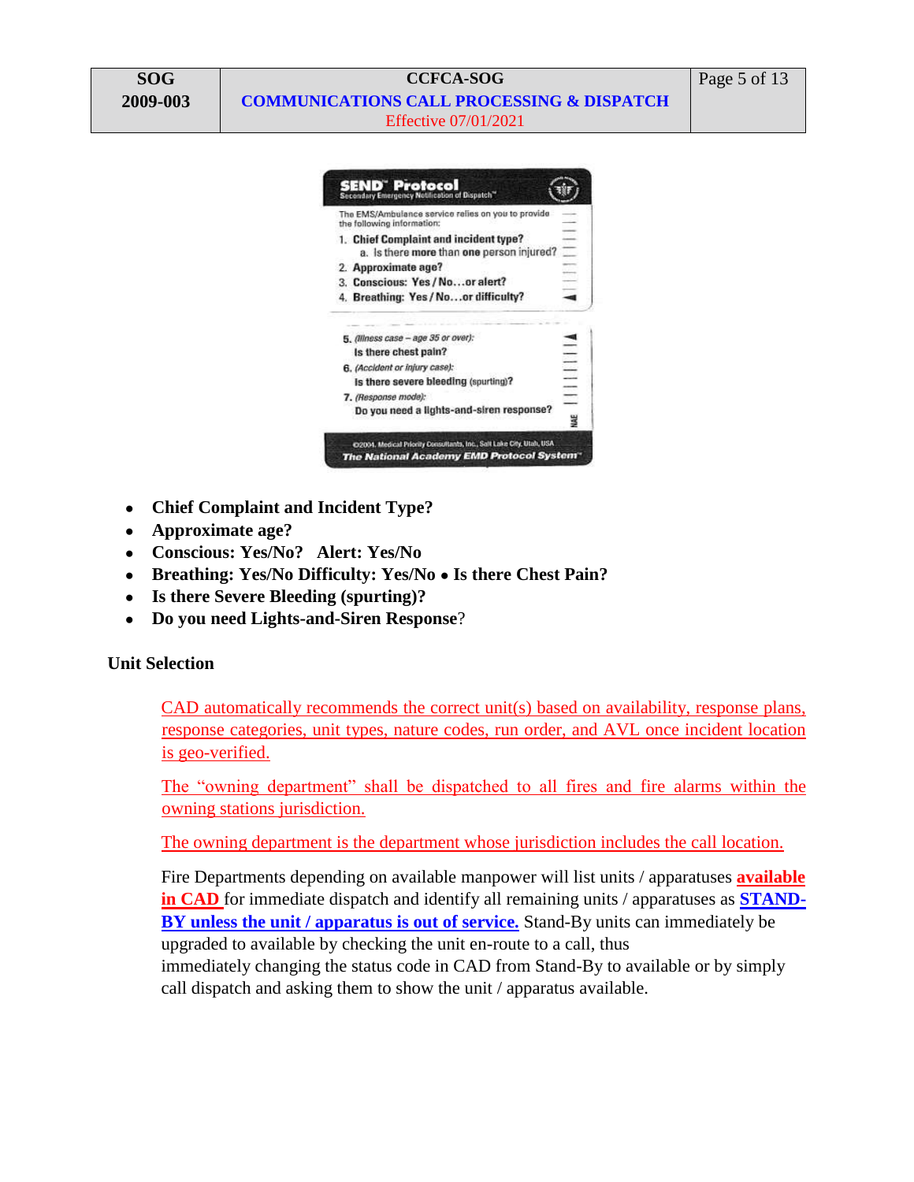SEND™ Protocol
Secondary Emergency Notification of Dispatch™

The EMS/Ambulance service relies on you to provide the following information:

1. Chief Complaint and incident type?
   a. Is there more than one person injured?
2. Approximate age?
3. Conscious: Yes / No…or alert?
4. Breathing: Yes / No…or difficulty?

5. *(Illness case – age 35 or over):* Is there chest pain?
6. *(Accident or injury case):* Is there severe bleeding (spurting)?
7. *(Response mode):* Do you need a lights-and-siren response?

©2004, Medical Priority Consultants, Inc., Salt Lake City, Utah, USA
The National Academy EMD Protocol System™

- **Chief Complaint and Incident Type?**
- **Approximate age?**
- **Conscious: Yes/No? Alert: Yes/No**
- **Breathing: Yes/No Difficulty: Yes/No • Is there Chest Pain?**
- **Is there Severe Bleeding (spurting)?**
- **Do you need Lights-and-Siren Response**?

**Unit Selection**

CAD automatically recommends the correct unit(s) based on availability, response plans, response categories, unit types, nature codes, run order, and AVL once incident location is geo-verified.

The "owning department" shall be dispatched to all fires and fire alarms within the owning stations jurisdiction.

The owning department is the department whose jurisdiction includes the call location.

Fire Departments depending on available manpower will list units / apparatuses **available in CAD** for immediate dispatch and identify all remaining units / apparatuses as **STAND-BY unless the unit / apparatus is out of service.** Stand-By units can immediately be upgraded to available by checking the unit en-route to a call, thus immediately changing the status code in CAD from Stand-By to available or by simply call dispatch and asking them to show the unit / apparatus available.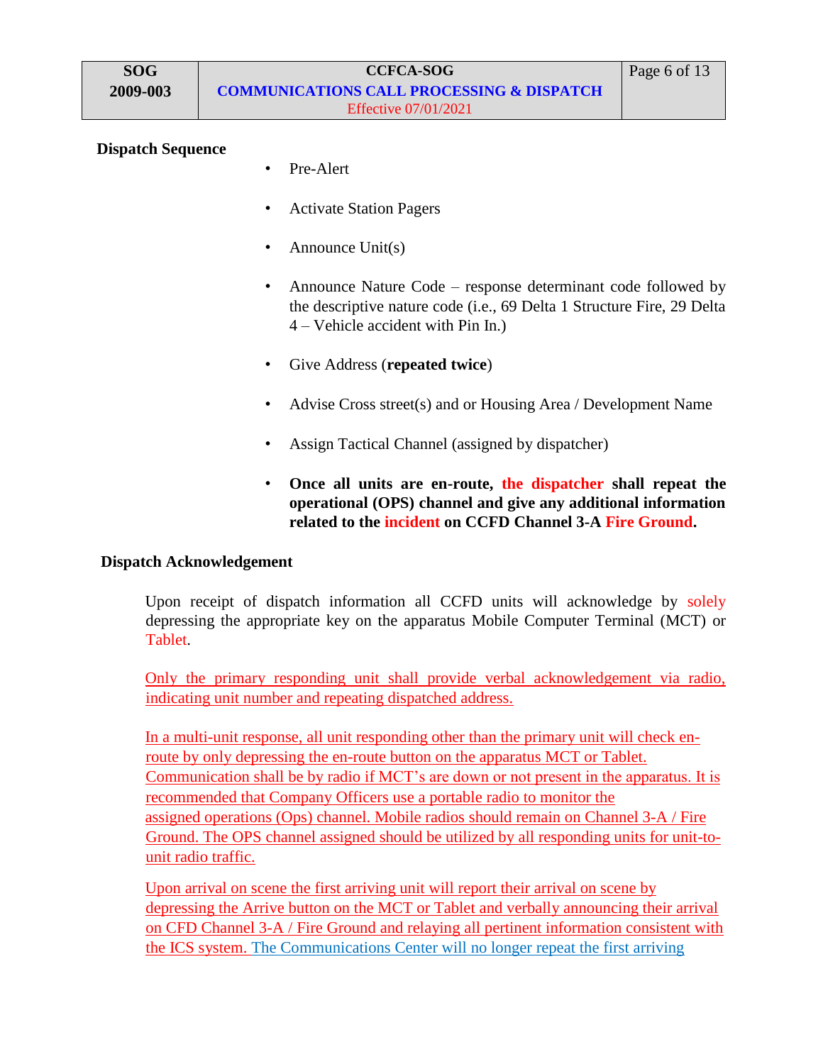**Dispatch Sequence**

- Pre-Alert
- Activate Station Pagers
- Announce Unit(s)
- Announce Nature Code – response determinant code followed by the descriptive nature code (i.e., 69 Delta 1 Structure Fire, 29 Delta 4 – Vehicle accident with Pin In.)
- Give Address (**repeated twice**)
- Advise Cross street(s) and or Housing Area / Development Name
- Assign Tactical Channel (assigned by dispatcher)
- **Once all units are en-route, the dispatcher shall repeat the operational (OPS) channel and give any additional information related to the incident on CCFD Channel 3-A Fire Ground.**

**Dispatch Acknowledgement**

Upon receipt of dispatch information all CCFD units will acknowledge by solely depressing the appropriate key on the apparatus Mobile Computer Terminal (MCT) or Tablet.

Only the primary responding unit shall provide verbal acknowledgement via radio, indicating unit number and repeating dispatched address.

In a multi-unit response, all unit responding other than the primary unit will check en-route by only depressing the en-route button on the apparatus MCT or Tablet. Communication shall be by radio if MCT's are down or not present in the apparatus. It is recommended that Company Officers use a portable radio to monitor the assigned operations (Ops) channel. Mobile radios should remain on Channel 3-A / Fire Ground. The OPS channel assigned should be utilized by all responding units for unit-to-unit radio traffic.

Upon arrival on scene the first arriving unit will report their arrival on scene by depressing the Arrive button on the MCT or Tablet and verbally announcing their arrival on CFD Channel 3-A / Fire Ground and relaying all pertinent information consistent with the ICS system. The Communications Center will no longer repeat the first arriving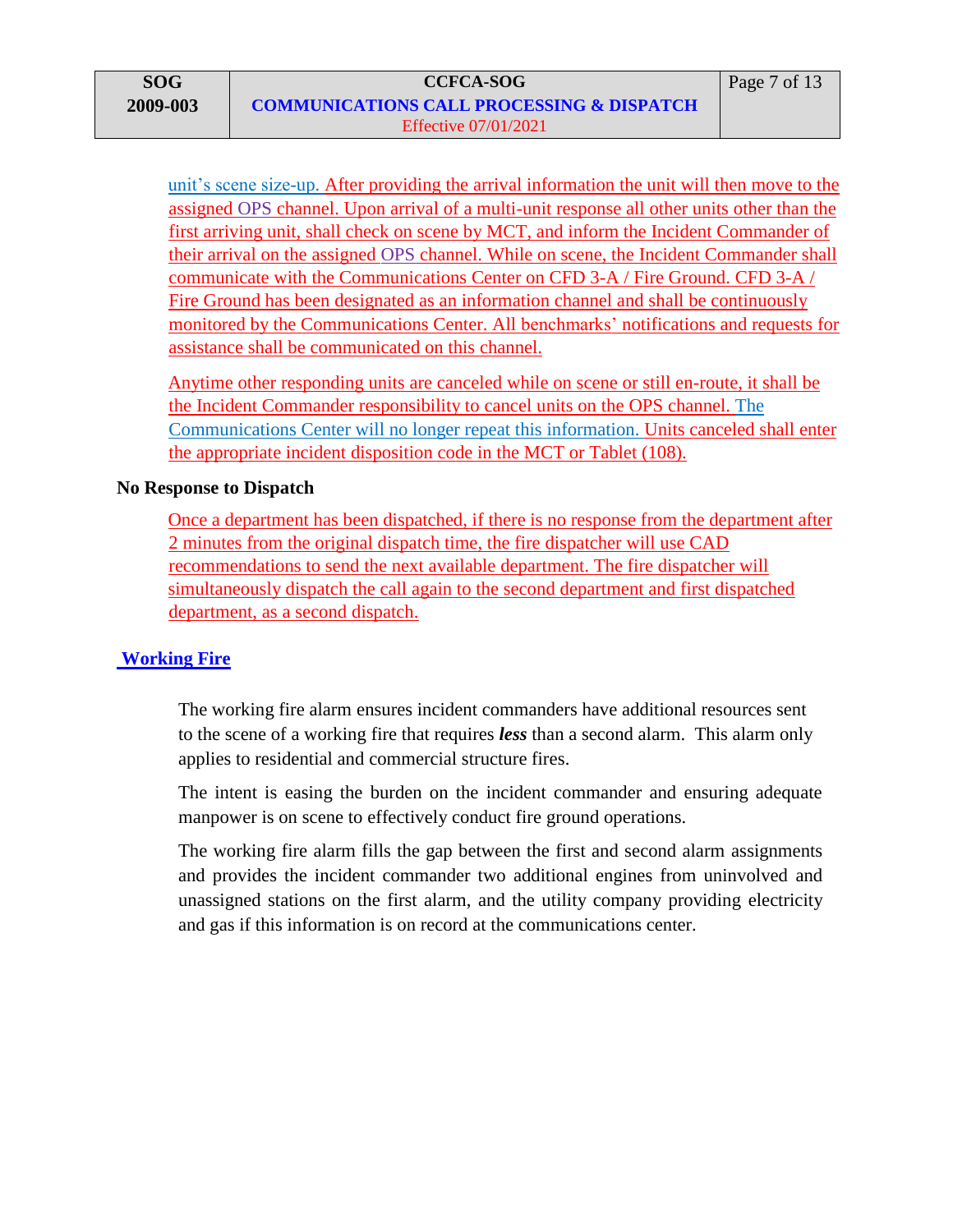unit's scene size-up. After providing the arrival information the unit will then move to the assigned OPS channel. Upon arrival of a multi-unit response all other units other than the first arriving unit, shall check on scene by MCT, and inform the Incident Commander of their arrival on the assigned OPS channel. While on scene, the Incident Commander shall communicate with the Communications Center on CFD 3-A / Fire Ground. CFD 3-A / Fire Ground has been designated as an information channel and shall be continuously monitored by the Communications Center. All benchmarks' notifications and requests for assistance shall be communicated on this channel.

Anytime other responding units are canceled while on scene or still en-route, it shall be the Incident Commander responsibility to cancel units on the OPS channel. The Communications Center will no longer repeat this information. Units canceled shall enter the appropriate incident disposition code in the MCT or Tablet (108).

**No Response to Dispatch**

Once a department has been dispatched, if there is no response from the department after 2 minutes from the original dispatch time, the fire dispatcher will use CAD recommendations to send the next available department. The fire dispatcher will simultaneously dispatch the call again to the second department and first dispatched department, as a second dispatch.

**Working Fire**

The working fire alarm ensures incident commanders have additional resources sent to the scene of a working fire that requires ***less*** than a second alarm. This alarm only applies to residential and commercial structure fires.

The intent is easing the burden on the incident commander and ensuring adequate manpower is on scene to effectively conduct fire ground operations.

The working fire alarm fills the gap between the first and second alarm assignments and provides the incident commander two additional engines from uninvolved and unassigned stations on the first alarm, and the utility company providing electricity and gas if this information is on record at the communications center.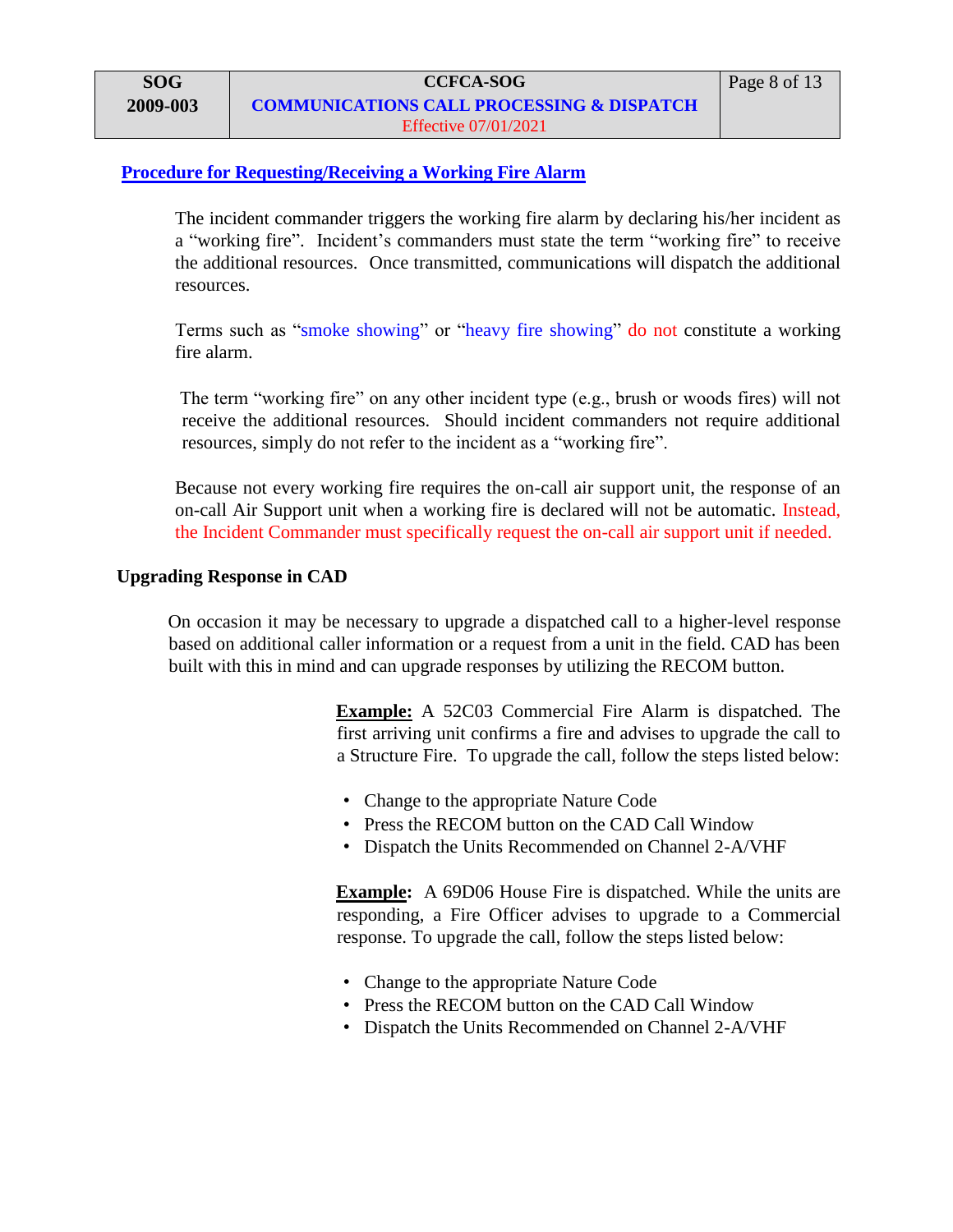## Procedure for Requesting/Receiving a Working Fire Alarm

The incident commander triggers the working fire alarm by declaring his/her incident as a "working fire". Incident's commanders must state the term "working fire" to receive the additional resources. Once transmitted, communications will dispatch the additional resources.

Terms such as "smoke showing" or "heavy fire showing" do not constitute a working fire alarm.

The term "working fire" on any other incident type (e.g., brush or woods fires) will not receive the additional resources. Should incident commanders not require additional resources, simply do not refer to the incident as a "working fire".

Because not every working fire requires the on-call air support unit, the response of an on-call Air Support unit when a working fire is declared will not be automatic. Instead, the Incident Commander must specifically request the on-call air support unit if needed.

### Upgrading Response in CAD

On occasion it may be necessary to upgrade a dispatched call to a higher-level response based on additional caller information or a request from a unit in the field. CAD has been built with this in mind and can upgrade responses by utilizing the RECOM button.

**Example:** A 52C03 Commercial Fire Alarm is dispatched. The first arriving unit confirms a fire and advises to upgrade the call to a Structure Fire. To upgrade the call, follow the steps listed below:

- Change to the appropriate Nature Code
- Press the RECOM button on the CAD Call Window
- Dispatch the Units Recommended on Channel 2-A/VHF

**Example:** A 69D06 House Fire is dispatched. While the units are responding, a Fire Officer advises to upgrade to a Commercial response. To upgrade the call, follow the steps listed below:

- Change to the appropriate Nature Code
- Press the RECOM button on the CAD Call Window
- Dispatch the Units Recommended on Channel 2-A/VHF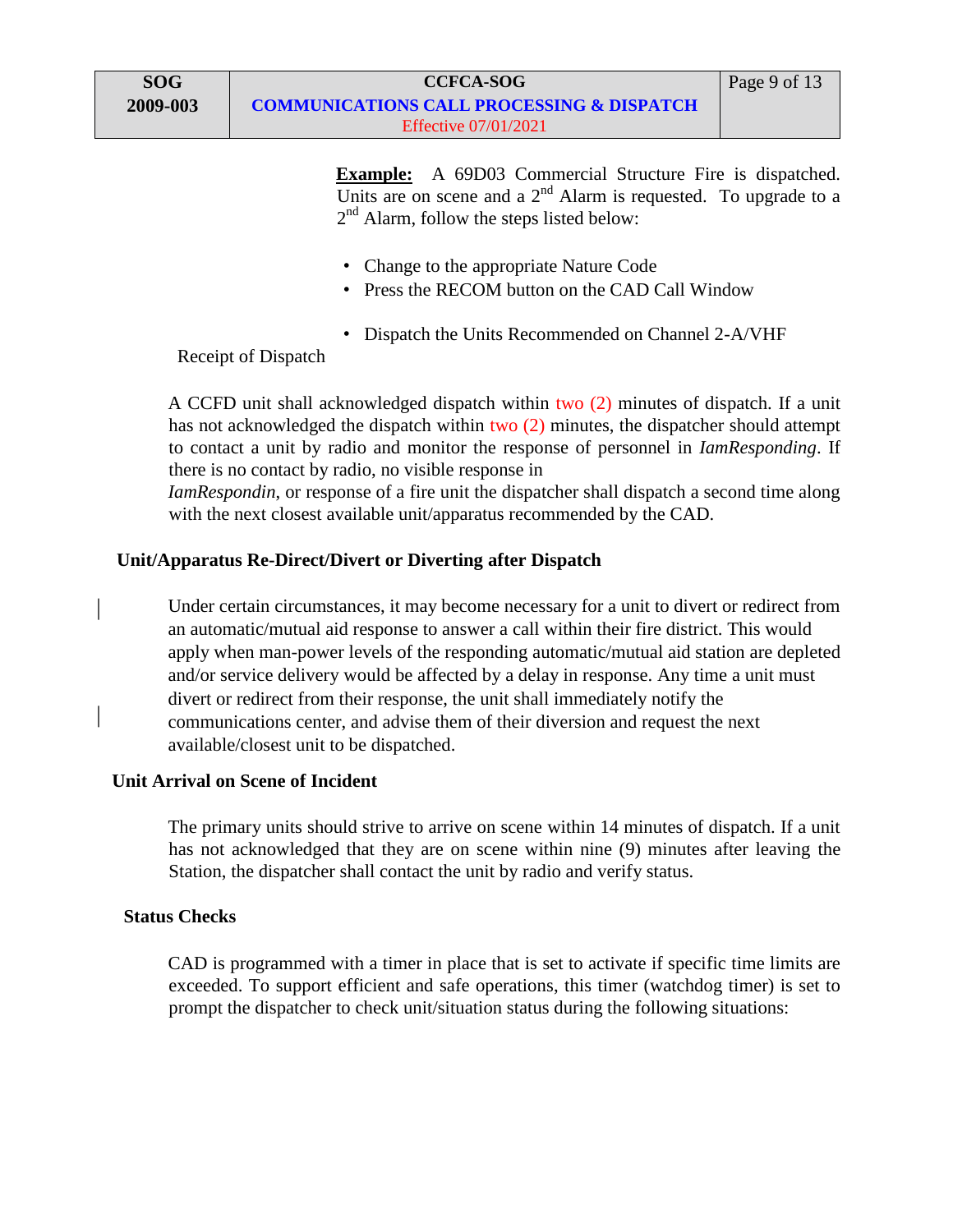**Example:** A 69D03 Commercial Structure Fire is dispatched. Units are on scene and a 2nd Alarm is requested. To upgrade to a 2nd Alarm, follow the steps listed below:

- Change to the appropriate Nature Code
- Press the RECOM button on the CAD Call Window
- Dispatch the Units Recommended on Channel 2-A/VHF

Receipt of Dispatch

A CCFD unit shall acknowledged dispatch within two (2) minutes of dispatch. If a unit has not acknowledged the dispatch within two (2) minutes, the dispatcher should attempt to contact a unit by radio and monitor the response of personnel in *IamResponding*. If there is no contact by radio, no visible response in *IamRespondin*, or response of a fire unit the dispatcher shall dispatch a second time along with the next closest available unit/apparatus recommended by the CAD.

**Unit/Apparatus Re-Direct/Divert or Diverting after Dispatch**

Under certain circumstances, it may become necessary for a unit to divert or redirect from an automatic/mutual aid response to answer a call within their fire district. This would apply when man-power levels of the responding automatic/mutual aid station are depleted and/or service delivery would be affected by a delay in response. Any time a unit must divert or redirect from their response, the unit shall immediately notify the communications center, and advise them of their diversion and request the next available/closest unit to be dispatched.

**Unit Arrival on Scene of Incident**

The primary units should strive to arrive on scene within 14 minutes of dispatch. If a unit has not acknowledged that they are on scene within nine (9) minutes after leaving the Station, the dispatcher shall contact the unit by radio and verify status.

**Status Checks**

CAD is programmed with a timer in place that is set to activate if specific time limits are exceeded. To support efficient and safe operations, this timer (watchdog timer) is set to prompt the dispatcher to check unit/situation status during the following situations: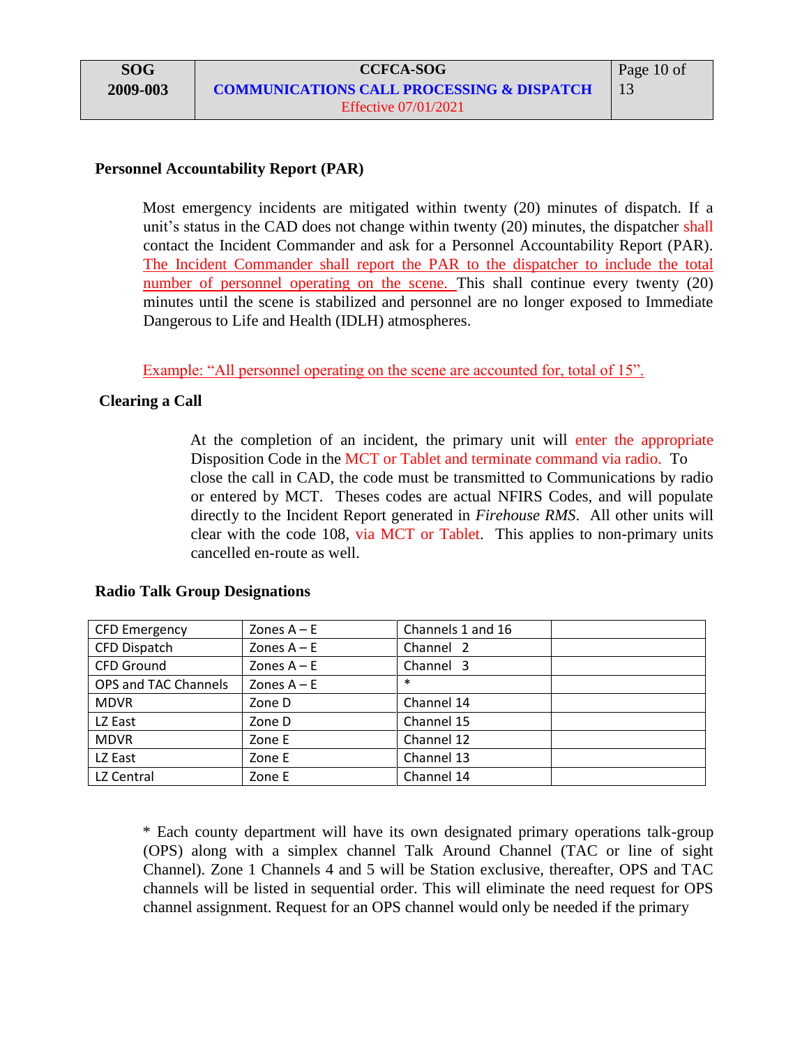## Personnel Accountability Report (PAR)

Most emergency incidents are mitigated within twenty (20) minutes of dispatch. If a unit's status in the CAD does not change within twenty (20) minutes, the dispatcher shall contact the Incident Commander and ask for a Personnel Accountability Report (PAR). The Incident Commander shall report the PAR to the dispatcher to include the total number of personnel operating on the scene. This shall continue every twenty (20) minutes until the scene is stabilized and personnel are no longer exposed to Immediate Dangerous to Life and Health (IDLH) atmospheres.

Example: "All personnel operating on the scene are accounted for, total of 15".

## Clearing a Call

At the completion of an incident, the primary unit will enter the appropriate Disposition Code in the MCT or Tablet and terminate command via radio. To close the call in CAD, the code must be transmitted to Communications by radio or entered by MCT. Theses codes are actual NFIRS Codes, and will populate directly to the Incident Report generated in *Firehouse RMS*. All other units will clear with the code 108, via MCT or Tablet. This applies to non-primary units cancelled en-route as well.

## Radio Talk Group Designations

| | | | |
|---|---|---|---|
| CFD Emergency | Zones A – E | Channels 1 and 16 | |
| CFD Dispatch | Zones A – E | Channel 2 | |
| CFD Ground | Zones A – E | Channel 3 | |
| OPS and TAC Channels | Zones A – E | * | |
| MDVR | Zone D | Channel 14 | |
| LZ East | Zone D | Channel 15 | |
| MDVR | Zone E | Channel 12 | |
| LZ East | Zone E | Channel 13 | |
| LZ Central | Zone E | Channel 14 | |

* Each county department will have its own designated primary operations talk-group (OPS) along with a simplex channel Talk Around Channel (TAC or line of sight Channel). Zone 1 Channels 4 and 5 will be Station exclusive, thereafter, OPS and TAC channels will be listed in sequential order. This will eliminate the need request for OPS channel assignment. Request for an OPS channel would only be needed if the primary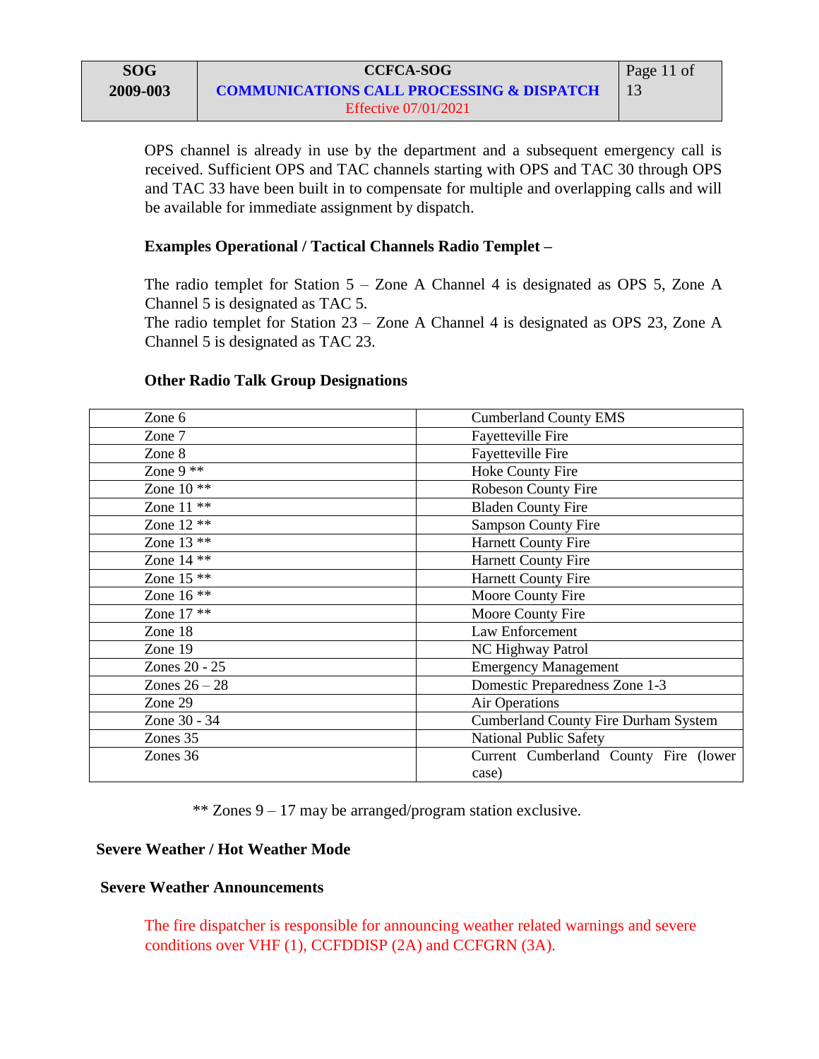OPS channel is already in use by the department and a subsequent emergency call is received. Sufficient OPS and TAC channels starting with OPS and TAC 30 through OPS and TAC 33 have been built in to compensate for multiple and overlapping calls and will be available for immediate assignment by dispatch.

**Examples Operational / Tactical Channels Radio Templet –**

The radio templet for Station 5 – Zone A Channel 4 is designated as OPS 5, Zone A Channel 5 is designated as TAC 5.
The radio templet for Station 23 – Zone A Channel 4 is designated as OPS 23, Zone A Channel 5 is designated as TAC 23.

**Other Radio Talk Group Designations**

| | |
|---|---|
| Zone 6 | Cumberland County EMS |
| Zone 7 | Fayetteville Fire |
| Zone 8 | Fayetteville Fire |
| Zone 9 ** | Hoke County Fire |
| Zone 10 ** | Robeson County Fire |
| Zone 11 ** | Bladen County Fire |
| Zone 12 ** | Sampson County Fire |
| Zone 13 ** | Harnett County Fire |
| Zone 14 ** | Harnett County Fire |
| Zone 15 ** | Harnett County Fire |
| Zone 16 ** | Moore County Fire |
| Zone 17 ** | Moore County Fire |
| Zone 18 | Law Enforcement |
| Zone 19 | NC Highway Patrol |
| Zones 20 - 25 | Emergency Management |
| Zones 26 – 28 | Domestic Preparedness Zone 1-3 |
| Zone 29 | Air Operations |
| Zone 30 - 34 | Cumberland County Fire Durham System |
| Zones 35 | National Public Safety |
| Zones 36 | Current Cumberland County Fire (lower case) |

** Zones 9 – 17 may be arranged/program station exclusive.

**Severe Weather / Hot Weather Mode**

**Severe Weather Announcements**

The fire dispatcher is responsible for announcing weather related warnings and severe conditions over VHF (1), CCFDDISP (2A) and CCFGRN (3A).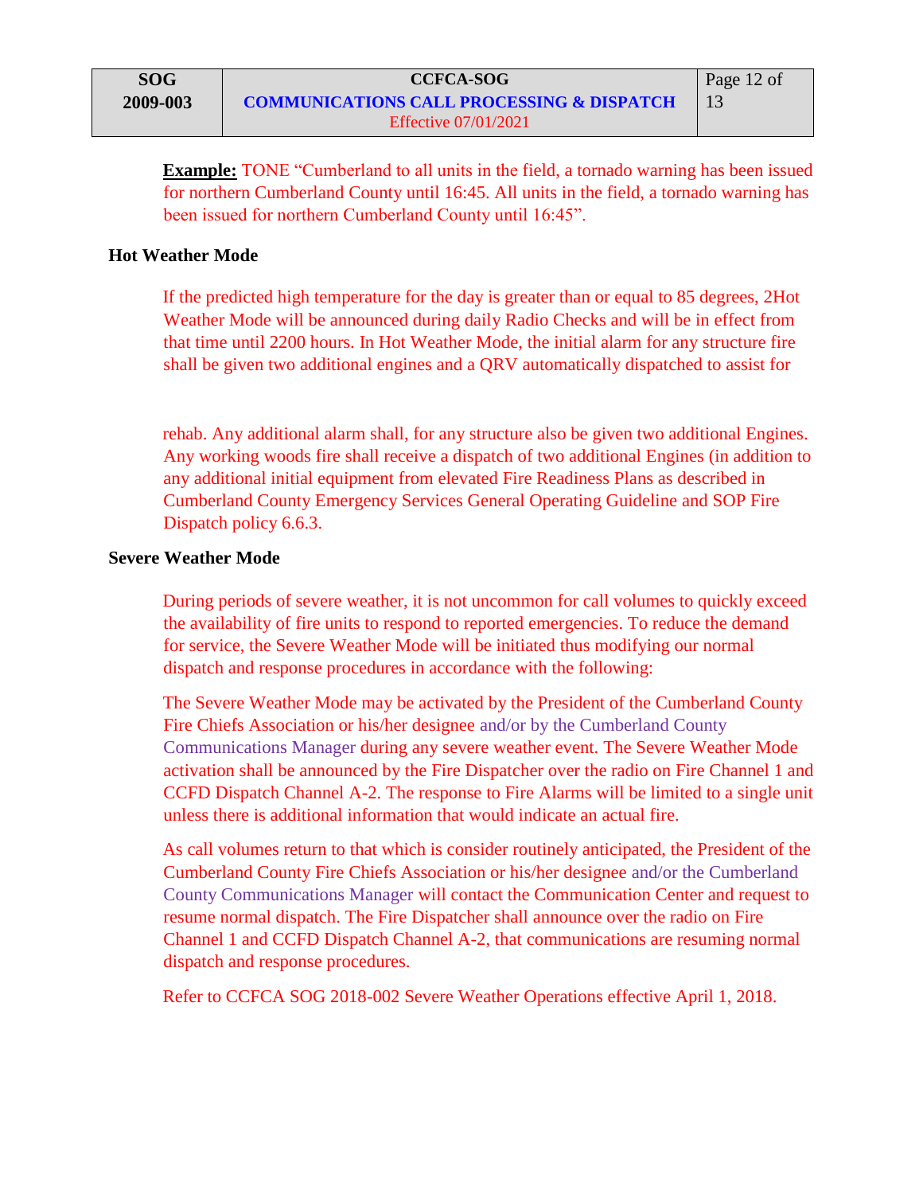**Example:** TONE "Cumberland to all units in the field, a tornado warning has been issued for northern Cumberland County until 16:45. All units in the field, a tornado warning has been issued for northern Cumberland County until 16:45".

**Hot Weather Mode**

If the predicted high temperature for the day is greater than or equal to 85 degrees, 2Hot Weather Mode will be announced during daily Radio Checks and will be in effect from that time until 2200 hours. In Hot Weather Mode, the initial alarm for any structure fire shall be given two additional engines and a QRV automatically dispatched to assist for rehab. Any additional alarm shall, for any structure also be given two additional Engines. Any working woods fire shall receive a dispatch of two additional Engines (in addition to any additional initial equipment from elevated Fire Readiness Plans as described in Cumberland County Emergency Services General Operating Guideline and SOP Fire Dispatch policy 6.6.3.

**Severe Weather Mode**

During periods of severe weather, it is not uncommon for call volumes to quickly exceed the availability of fire units to respond to reported emergencies. To reduce the demand for service, the Severe Weather Mode will be initiated thus modifying our normal dispatch and response procedures in accordance with the following:

The Severe Weather Mode may be activated by the President of the Cumberland County Fire Chiefs Association or his/her designee and/or by the Cumberland County Communications Manager during any severe weather event. The Severe Weather Mode activation shall be announced by the Fire Dispatcher over the radio on Fire Channel 1 and CCFD Dispatch Channel A-2. The response to Fire Alarms will be limited to a single unit unless there is additional information that would indicate an actual fire.

As call volumes return to that which is consider routinely anticipated, the President of the Cumberland County Fire Chiefs Association or his/her designee and/or the Cumberland County Communications Manager will contact the Communication Center and request to resume normal dispatch. The Fire Dispatcher shall announce over the radio on Fire Channel 1 and CCFD Dispatch Channel A-2, that communications are resuming normal dispatch and response procedures.

Refer to CCFCA SOG 2018-002 Severe Weather Operations effective April 1, 2018.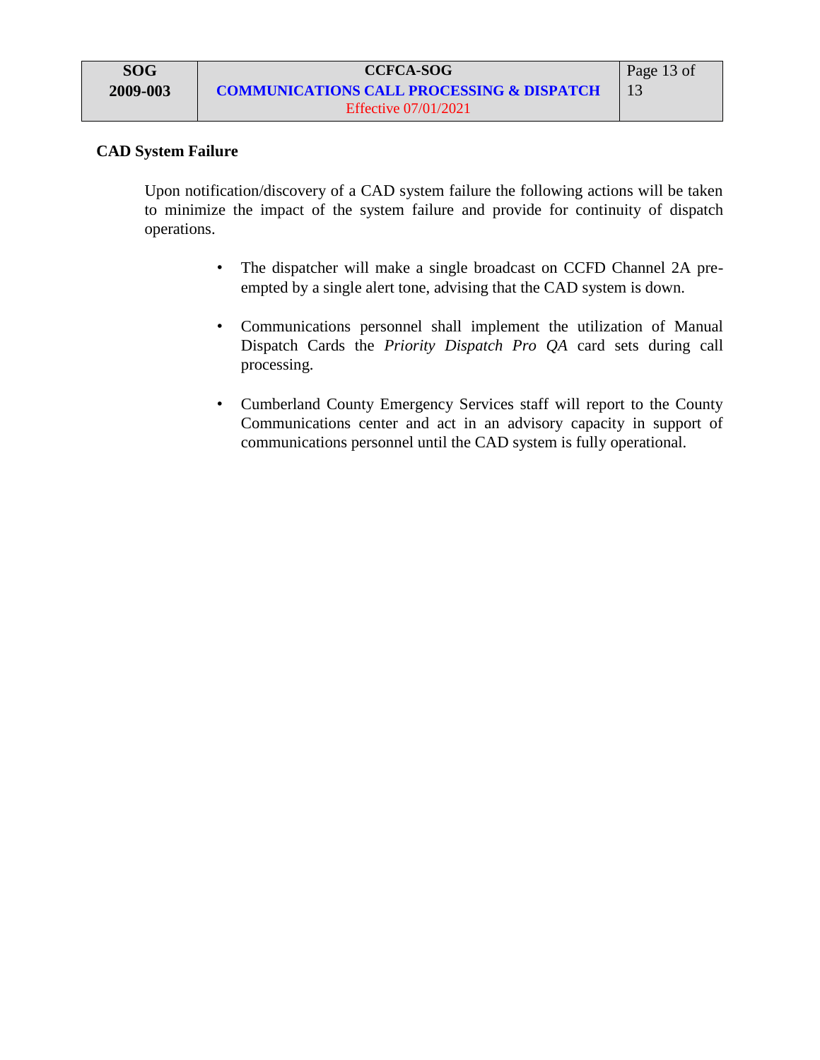**CAD System Failure**

Upon notification/discovery of a CAD system failure the following actions will be taken to minimize the impact of the system failure and provide for continuity of dispatch operations.

- The dispatcher will make a single broadcast on CCFD Channel 2A pre-empted by a single alert tone, advising that the CAD system is down.
- Communications personnel shall implement the utilization of Manual Dispatch Cards the *Priority Dispatch Pro QA* card sets during call processing.
- Cumberland County Emergency Services staff will report to the County Communications center and act in an advisory capacity in support of communications personnel until the CAD system is fully operational.